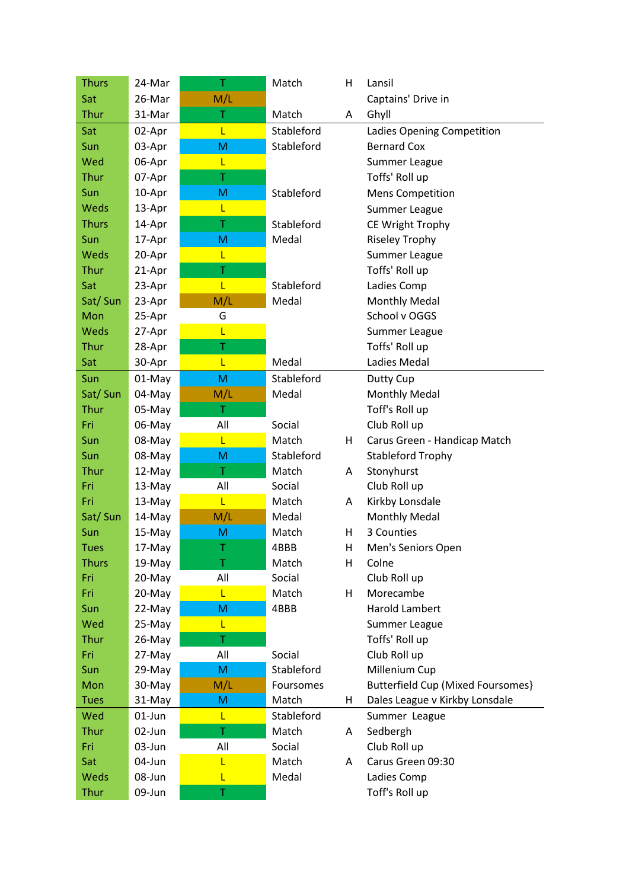| | | | | | |
|---|---|---|---|---|---|
| Thurs | 24-Mar | T | Match | H | Lansil |
| Sat | 26-Mar | M/L | | | Captains' Drive in |
| Thur | 31-Mar | T | Match | A | Ghyll |
| Sat | 02-Apr | L | Stableford | | Ladies Opening Competition |
| Sun | 03-Apr | M | Stableford | | Bernard Cox |
| Wed | 06-Apr | L | | | Summer League |
| Thur | 07-Apr | T | | | Toffs' Roll up |
| Sun | 10-Apr | M | Stableford | | Mens Competition |
| Weds | 13-Apr | L | | | Summer League |
| Thurs | 14-Apr | T | Stableford | | CE Wright Trophy |
| Sun | 17-Apr | M | Medal | | Riseley Trophy |
| Weds | 20-Apr | L | | | Summer League |
| Thur | 21-Apr | T | | | Toffs' Roll up |
| Sat | 23-Apr | L | Stableford | | Ladies Comp |
| Sat/ Sun | 23-Apr | M/L | Medal | | Monthly Medal |
| Mon | 25-Apr | G | | | School v OGGS |
| Weds | 27-Apr | L | | | Summer League |
| Thur | 28-Apr | T | | | Toffs' Roll up |
| Sat | 30-Apr | L | Medal | | Ladies Medal |
| Sun | 01-May | M | Stableford | | Dutty Cup |
| Sat/ Sun | 04-May | M/L | Medal | | Monthly Medal |
| Thur | 05-May | T | | | Toff's Roll up |
| Fri | 06-May | All | Social | | Club Roll up |
| Sun | 08-May | L | Match | H | Carus Green - Handicap Match |
| Sun | 08-May | M | Stableford | | Stableford Trophy |
| Thur | 12-May | T | Match | A | Stonyhurst |
| Fri | 13-May | All | Social | | Club Roll up |
| Fri | 13-May | L | Match | A | Kirkby Lonsdale |
| Sat/ Sun | 14-May | M/L | Medal | | Monthly Medal |
| Sun | 15-May | M | Match | H | 3 Counties |
| Tues | 17-May | T | 4BBB | H | Men's Seniors Open |
| Thurs | 19-May | T | Match | H | Colne |
| Fri | 20-May | All | Social | | Club Roll up |
| Fri | 20-May | L | Match | H | Morecambe |
| Sun | 22-May | M | 4BBB | | Harold Lambert |
| Wed | 25-May | L | | | Summer League |
| Thur | 26-May | T | | | Toffs' Roll up |
| Fri | 27-May | All | Social | | Club Roll up |
| Sun | 29-May | M | Stableford | | Millenium Cup |
| Mon | 30-May | M/L | Foursomes | | Butterfield Cup (Mixed Foursomes} |
| Tues | 31-May | M | Match | H | Dales League v Kirkby Lonsdale |
| Wed | 01-Jun | L | Stableford | | Summer League |
| Thur | 02-Jun | T | Match | A | Sedbergh |
| Fri | 03-Jun | All | Social | | Club Roll up |
| Sat | 04-Jun | L | Match | A | Carus Green 09:30 |
| Weds | 08-Jun | L | Medal | | Ladies Comp |
| Thur | 09-Jun | T | | | Toff's Roll up |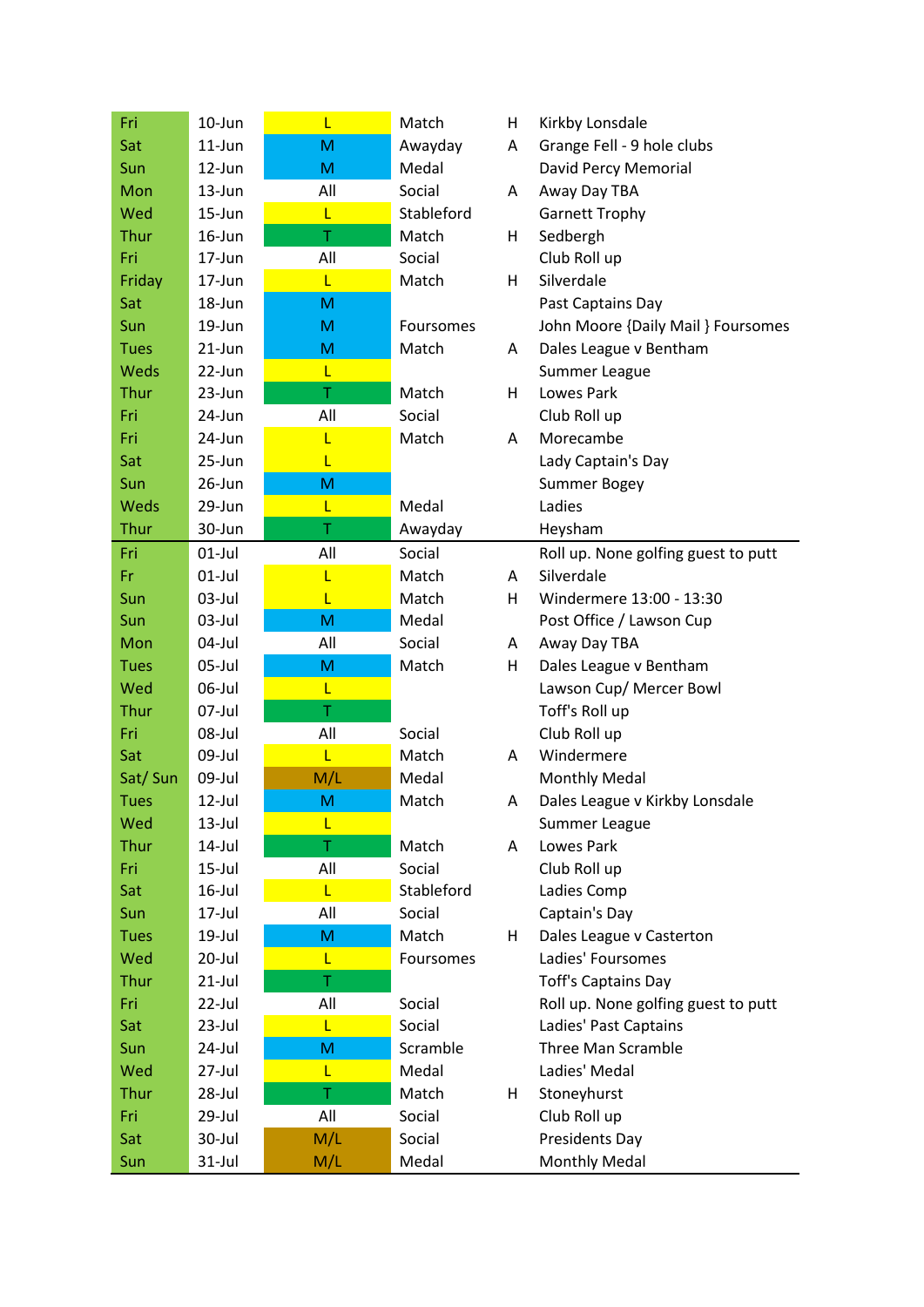| Day | Date | Group | Type | H/A | Event |
|---|---|---|---|---|---|
| Fri | 10-Jun | L | Match | H | Kirkby Lonsdale |
| Sat | 11-Jun | M | Awayday | A | Grange Fell - 9 hole clubs |
| Sun | 12-Jun | M | Medal | | David Percy Memorial |
| Mon | 13-Jun | All | Social | A | Away Day TBA |
| Wed | 15-Jun | L | Stableford | | Garnett Trophy |
| Thur | 16-Jun | T | Match | H | Sedbergh |
| Fri | 17-Jun | All | Social | | Club Roll up |
| Friday | 17-Jun | L | Match | H | Silverdale |
| Sat | 18-Jun | M | | | Past Captains Day |
| Sun | 19-Jun | M | Foursomes | | John Moore {Daily Mail } Foursomes |
| Tues | 21-Jun | M | Match | A | Dales League v Bentham |
| Weds | 22-Jun | L | | | Summer League |
| Thur | 23-Jun | T | Match | H | Lowes Park |
| Fri | 24-Jun | All | Social | | Club Roll up |
| Fri | 24-Jun | L | Match | A | Morecambe |
| Sat | 25-Jun | L | | | Lady Captain's Day |
| Sun | 26-Jun | M | | | Summer Bogey |
| Weds | 29-Jun | L | Medal | | Ladies |
| Thur | 30-Jun | T | Awayday | | Heysham |
| Fri | 01-Jul | All | Social | | Roll up. None golfing guest to putt |
| Fr | 01-Jul | L | Match | A | Silverdale |
| Sun | 03-Jul | L | Match | H | Windermere 13:00 - 13:30 |
| Sun | 03-Jul | M | Medal | | Post Office / Lawson Cup |
| Mon | 04-Jul | All | Social | A | Away Day TBA |
| Tues | 05-Jul | M | Match | H | Dales League v Bentham |
| Wed | 06-Jul | L | | | Lawson Cup/ Mercer Bowl |
| Thur | 07-Jul | T | | | Toff's Roll up |
| Fri | 08-Jul | All | Social | | Club Roll up |
| Sat | 09-Jul | L | Match | A | Windermere |
| Sat/ Sun | 09-Jul | M/L | Medal | | Monthly Medal |
| Tues | 12-Jul | M | Match | A | Dales League v Kirkby Lonsdale |
| Wed | 13-Jul | L | | | Summer League |
| Thur | 14-Jul | T | Match | A | Lowes Park |
| Fri | 15-Jul | All | Social | | Club Roll up |
| Sat | 16-Jul | L | Stableford | | Ladies Comp |
| Sun | 17-Jul | All | Social | | Captain's Day |
| Tues | 19-Jul | M | Match | H | Dales League v Casterton |
| Wed | 20-Jul | L | Foursomes | | Ladies' Foursomes |
| Thur | 21-Jul | T | | | Toff's Captains Day |
| Fri | 22-Jul | All | Social | | Roll up. None golfing guest to putt |
| Sat | 23-Jul | L | Social | | Ladies' Past Captains |
| Sun | 24-Jul | M | Scramble | | Three Man Scramble |
| Wed | 27-Jul | L | Medal | | Ladies' Medal |
| Thur | 28-Jul | T | Match | H | Stoneyhurst |
| Fri | 29-Jul | All | Social | | Club Roll up |
| Sat | 30-Jul | M/L | Social | | Presidents Day |
| Sun | 31-Jul | M/L | Medal | | Monthly Medal |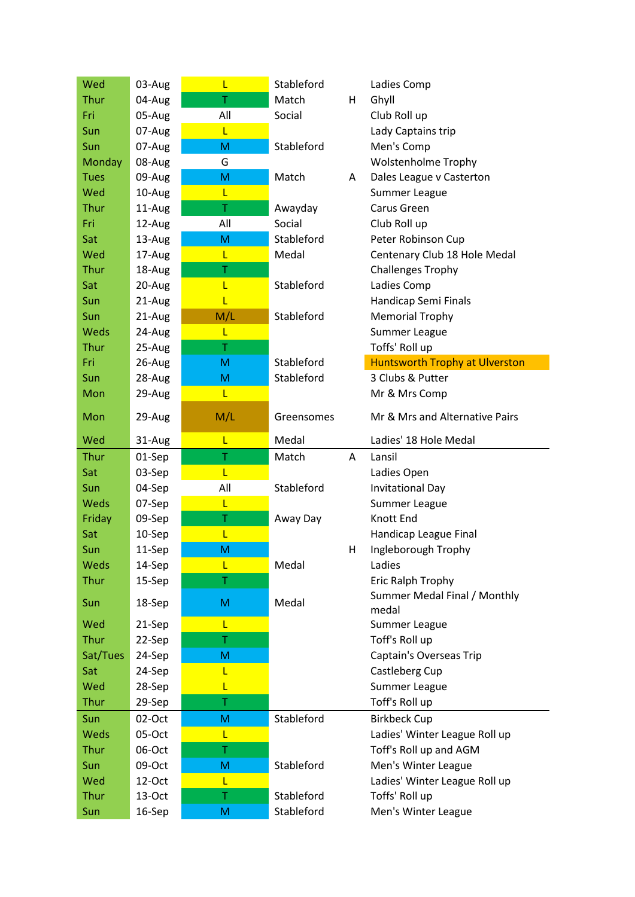| | | | | | |
|---|---|---|---|---|---|
| Wed | 03-Aug | L | Stableford | | Ladies Comp |
| Thur | 04-Aug | T | Match | H | Ghyll |
| Fri | 05-Aug | All | Social | | Club Roll up |
| Sun | 07-Aug | L | | | Lady Captains trip |
| Sun | 07-Aug | M | Stableford | | Men's Comp |
| Monday | 08-Aug | G | | | Wolstenholme Trophy |
| Tues | 09-Aug | M | Match | A | Dales League v Casterton |
| Wed | 10-Aug | L | | | Summer League |
| Thur | 11-Aug | T | Awayday | | Carus Green |
| Fri | 12-Aug | All | Social | | Club Roll up |
| Sat | 13-Aug | M | Stableford | | Peter Robinson Cup |
| Wed | 17-Aug | L | Medal | | Centenary Club 18 Hole Medal |
| Thur | 18-Aug | T | | | Challenges Trophy |
| Sat | 20-Aug | L | Stableford | | Ladies Comp |
| Sun | 21-Aug | L | | | Handicap Semi Finals |
| Sun | 21-Aug | M/L | Stableford | | Memorial Trophy |
| Weds | 24-Aug | L | | | Summer League |
| Thur | 25-Aug | T | | | Toffs' Roll up |
| Fri | 26-Aug | M | Stableford | | Huntsworth Trophy at Ulverston |
| Sun | 28-Aug | M | Stableford | | 3 Clubs & Putter |
| Mon | 29-Aug | L | | | Mr & Mrs Comp |
| Mon | 29-Aug | M/L | Greensomes | | Mr & Mrs and Alternative Pairs |
| Wed | 31-Aug | L | Medal | | Ladies' 18 Hole Medal |
| Thur | 01-Sep | T | Match | A | Lansil |
| Sat | 03-Sep | L | | | Ladies Open |
| Sun | 04-Sep | All | Stableford | | Invitational Day |
| Weds | 07-Sep | L | | | Summer League |
| Friday | 09-Sep | T | Away Day | | Knott End |
| Sat | 10-Sep | L | | | Handicap League Final |
| Sun | 11-Sep | M | | H | Ingleborough Trophy |
| Weds | 14-Sep | L | Medal | | Ladies |
| Thur | 15-Sep | T | | | Eric Ralph Trophy |
| Sun | 18-Sep | M | Medal | | Summer Medal Final / Monthly medal |
| Wed | 21-Sep | L | | | Summer League |
| Thur | 22-Sep | T | | | Toff's Roll up |
| Sat/Tues | 24-Sep | M | | | Captain's Overseas Trip |
| Sat | 24-Sep | L | | | Castleberg Cup |
| Wed | 28-Sep | L | | | Summer League |
| Thur | 29-Sep | T | | | Toff's Roll up |
| Sun | 02-Oct | M | Stableford | | Birkbeck Cup |
| Weds | 05-Oct | L | | | Ladies' Winter League Roll up |
| Thur | 06-Oct | T | | | Toff's Roll up and AGM |
| Sun | 09-Oct | M | Stableford | | Men's Winter League |
| Wed | 12-Oct | L | | | Ladies' Winter League Roll up |
| Thur | 13-Oct | T | Stableford | | Toffs' Roll up |
| Sun | 16-Sep | M | Stableford | | Men's Winter League |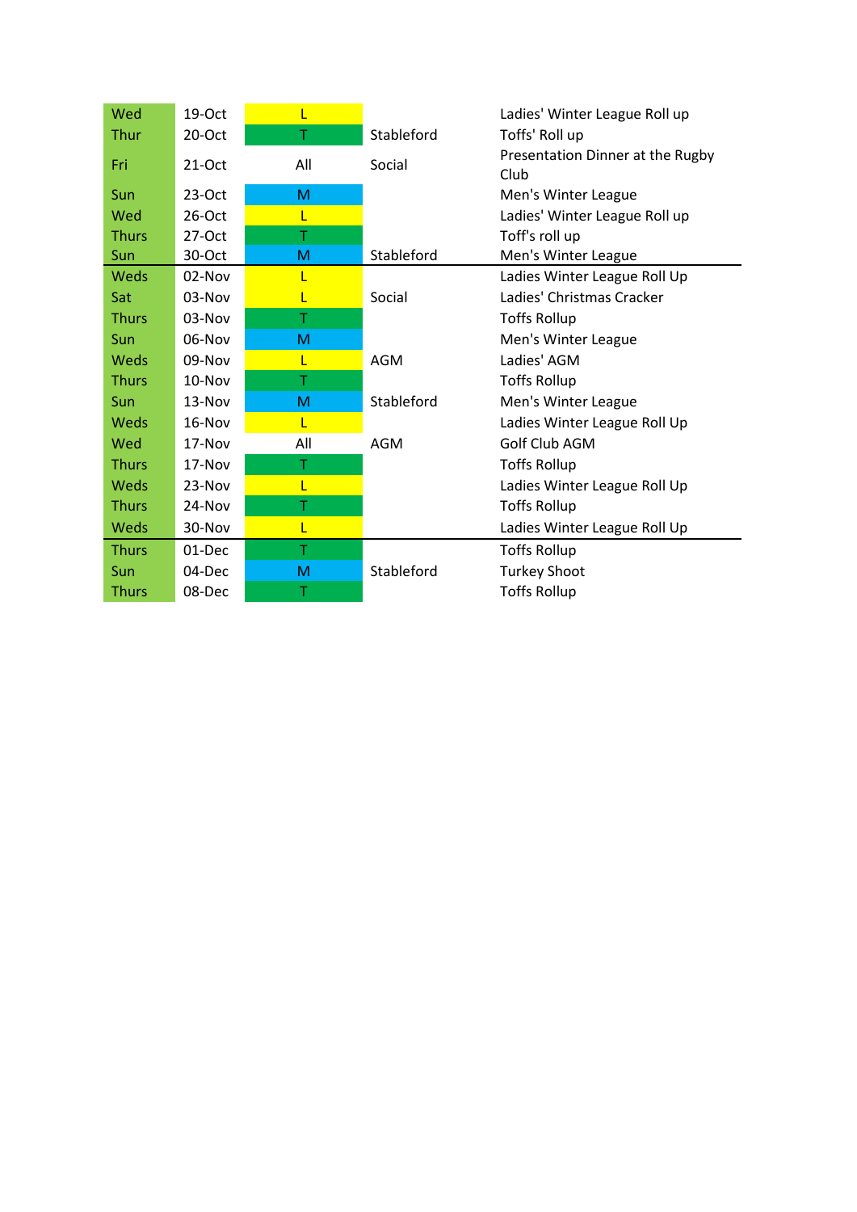| | | | | |
|---|---|---|---|---|
| Wed | 19-Oct | L | | Ladies' Winter League Roll up |
| Thur | 20-Oct | T | Stableford | Toffs' Roll up |
| Fri | 21-Oct | All | Social | Presentation Dinner at the Rugby Club |
| Sun | 23-Oct | M | | Men's Winter League |
| Wed | 26-Oct | L | | Ladies' Winter League Roll up |
| Thurs | 27-Oct | T | | Toff's roll up |
| Sun | 30-Oct | M | Stableford | Men's Winter League |
| Weds | 02-Nov | L | | Ladies Winter League Roll Up |
| Sat | 03-Nov | L | Social | Ladies' Christmas Cracker |
| Thurs | 03-Nov | T | | Toffs Rollup |
| Sun | 06-Nov | M | | Men's Winter League |
| Weds | 09-Nov | L | AGM | Ladies' AGM |
| Thurs | 10-Nov | T | | Toffs Rollup |
| Sun | 13-Nov | M | Stableford | Men's Winter League |
| Weds | 16-Nov | L | | Ladies Winter League Roll Up |
| Wed | 17-Nov | All | AGM | Golf Club AGM |
| Thurs | 17-Nov | T | | Toffs Rollup |
| Weds | 23-Nov | L | | Ladies Winter League Roll Up |
| Thurs | 24-Nov | T | | Toffs Rollup |
| Weds | 30-Nov | L | | Ladies Winter League Roll Up |
| Thurs | 01-Dec | T | | Toffs Rollup |
| Sun | 04-Dec | M | Stableford | Turkey Shoot |
| Thurs | 08-Dec | T | | Toffs Rollup |